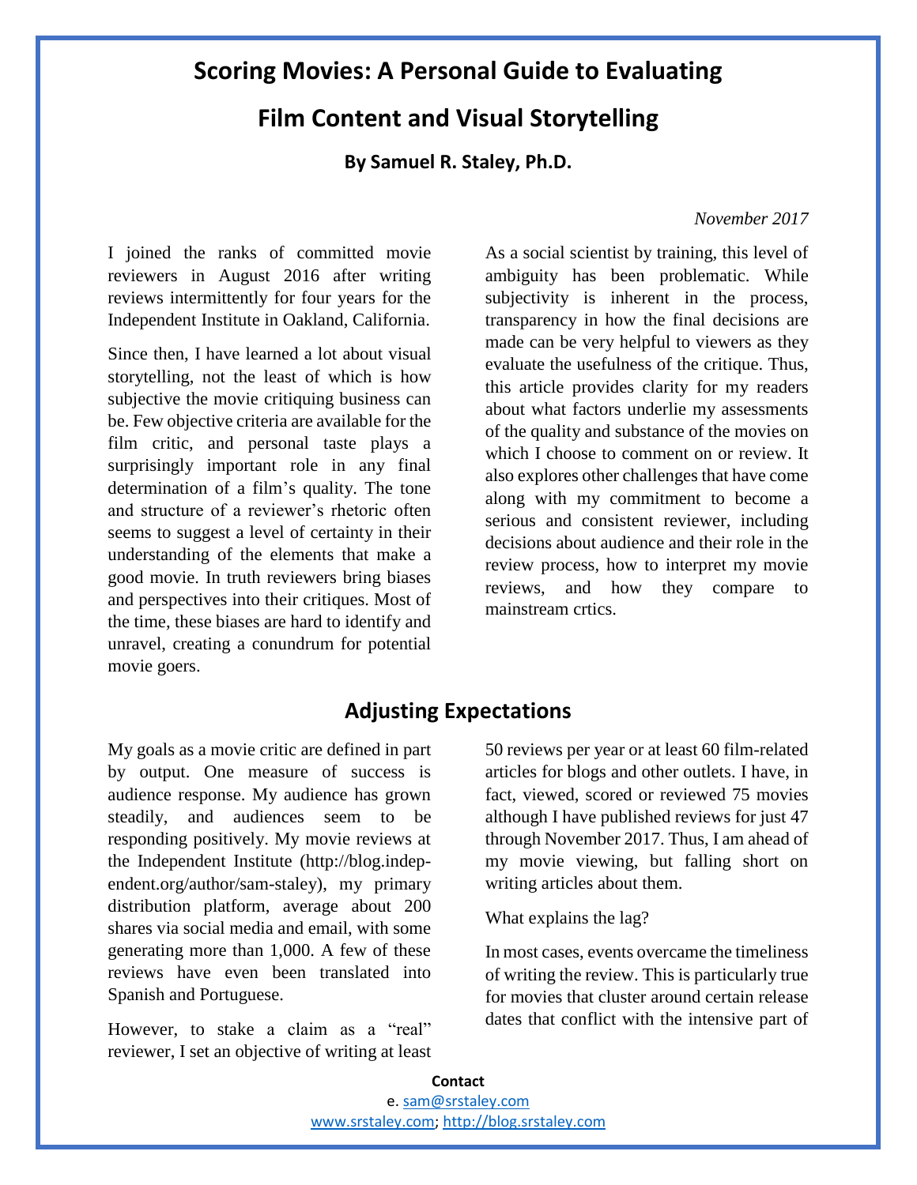# Scoring Movies: A Personal Guide to Evaluating Film Content and Visual Storytelling

**By Samuel R. Staley, Ph.D.**

*November 2017*

I joined the ranks of committed movie reviewers in August 2016 after writing reviews intermittently for four years for the Independent Institute in Oakland, California.

Since then, I have learned a lot about visual storytelling, not the least of which is how subjective the movie critiquing business can be. Few objective criteria are available for the film critic, and personal taste plays a surprisingly important role in any final determination of a film's quality. The tone and structure of a reviewer's rhetoric often seems to suggest a level of certainty in their understanding of the elements that make a good movie. In truth reviewers bring biases and perspectives into their critiques. Most of the time, these biases are hard to identify and unravel, creating a conundrum for potential movie goers.

As a social scientist by training, this level of ambiguity has been problematic. While subjectivity is inherent in the process, transparency in how the final decisions are made can be very helpful to viewers as they evaluate the usefulness of the critique. Thus, this article provides clarity for my readers about what factors underlie my assessments of the quality and substance of the movies on which I choose to comment on or review. It also explores other challenges that have come along with my commitment to become a serious and consistent reviewer, including decisions about audience and their role in the review process, how to interpret my movie reviews, and how they compare to mainstream crtics.

## Adjusting Expectations

My goals as a movie critic are defined in part by output. One measure of success is audience response. My audience has grown steadily, and audiences seem to be responding positively. My movie reviews at the Independent Institute (http://blog.independent.org/author/sam-staley), my primary distribution platform, average about 200 shares via social media and email, with some generating more than 1,000. A few of these reviews have even been translated into Spanish and Portuguese.

However, to stake a claim as a "real" reviewer, I set an objective of writing at least 50 reviews per year or at least 60 film-related articles for blogs and other outlets. I have, in fact, viewed, scored or reviewed 75 movies although I have published reviews for just 47 through November 2017. Thus, I am ahead of my movie viewing, but falling short on writing articles about them.

What explains the lag?

In most cases, events overcame the timeliness of writing the review. This is particularly true for movies that cluster around certain release dates that conflict with the intensive part of

**Contact**
e. sam@srstaley.com
www.srstaley.com; http://blog.srstaley.com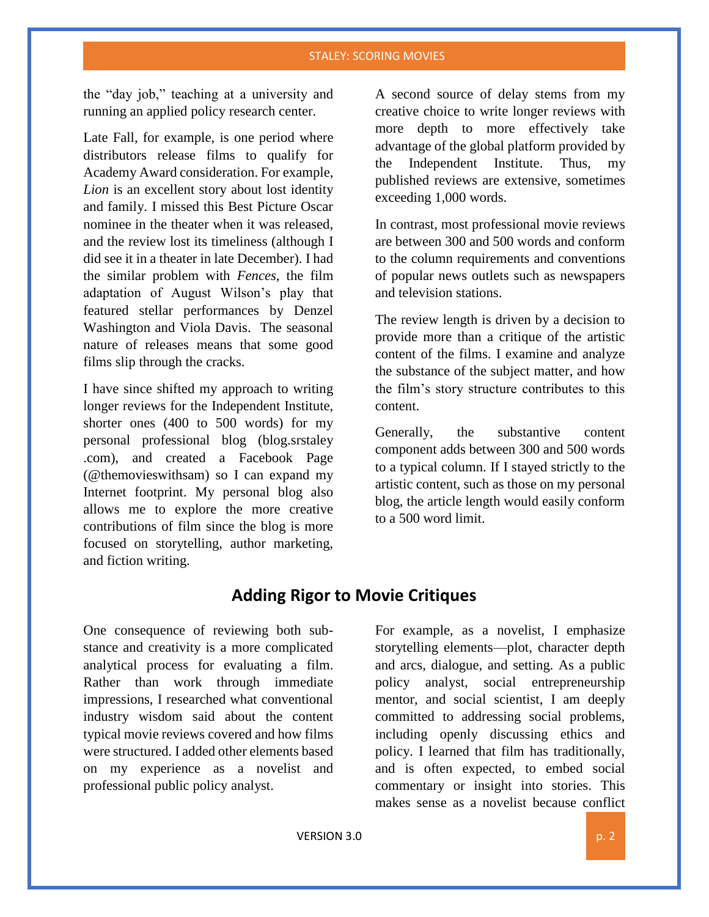the “day job,” teaching at a university and running an applied policy research center.

Late Fall, for example, is one period where distributors release films to qualify for Academy Award consideration. For example, *Lion* is an excellent story about lost identity and family. I missed this Best Picture Oscar nominee in the theater when it was released, and the review lost its timeliness (although I did see it in a theater in late December). I had the similar problem with *Fences*, the film adaptation of August Wilson’s play that featured stellar performances by Denzel Washington and Viola Davis. The seasonal nature of releases means that some good films slip through the cracks.

I have since shifted my approach to writing longer reviews for the Independent Institute, shorter ones (400 to 500 words) for my personal professional blog (blog.srstaley .com), and created a Facebook Page (@themovieswithsam) so I can expand my Internet footprint. My personal blog also allows me to explore the more creative contributions of film since the blog is more focused on storytelling, author marketing, and fiction writing.

A second source of delay stems from my creative choice to write longer reviews with more depth to more effectively take advantage of the global platform provided by the Independent Institute. Thus, my published reviews are extensive, sometimes exceeding 1,000 words.

In contrast, most professional movie reviews are between 300 and 500 words and conform to the column requirements and conventions of popular news outlets such as newspapers and television stations.

The review length is driven by a decision to provide more than a critique of the artistic content of the films. I examine and analyze the substance of the subject matter, and how the film’s story structure contributes to this content.

Generally, the substantive content component adds between 300 and 500 words to a typical column. If I stayed strictly to the artistic content, such as those on my personal blog, the article length would easily conform to a 500 word limit.

## Adding Rigor to Movie Critiques

One consequence of reviewing both substance and creativity is a more complicated analytical process for evaluating a film. Rather than work through immediate impressions, I researched what conventional industry wisdom said about the content typical movie reviews covered and how films were structured. I added other elements based on my experience as a novelist and professional public policy analyst.

For example, as a novelist, I emphasize storytelling elements—plot, character depth and arcs, dialogue, and setting. As a public policy analyst, social entrepreneurship mentor, and social scientist, I am deeply committed to addressing social problems, including openly discussing ethics and policy. I learned that film has traditionally, and is often expected, to embed social commentary or insight into stories. This makes sense as a novelist because conflict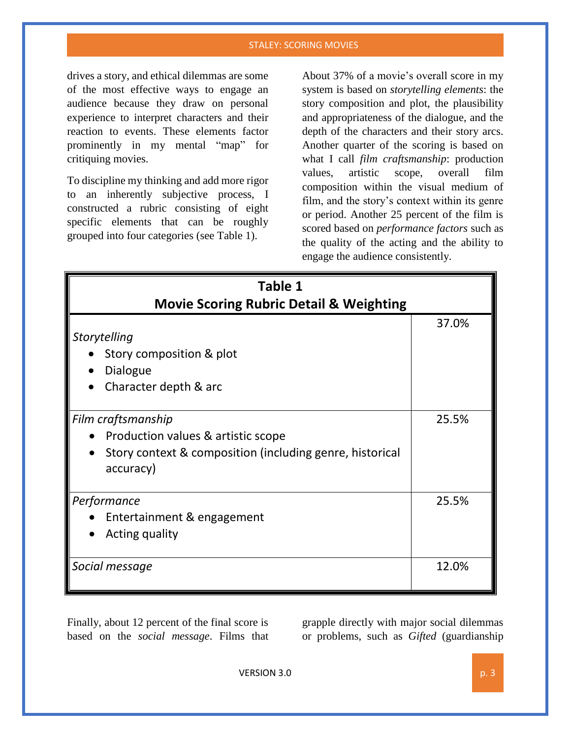drives a story, and ethical dilemmas are some of the most effective ways to engage an audience because they draw on personal experience to interpret characters and their reaction to events. These elements factor prominently in my mental "map" for critiquing movies.

To discipline my thinking and add more rigor to an inherently subjective process, I constructed a rubric consisting of eight specific elements that can be roughly grouped into four categories (see Table 1).

About 37% of a movie's overall score in my system is based on *storytelling elements*: the story composition and plot, the plausibility and appropriateness of the dialogue, and the depth of the characters and their story arcs. Another quarter of the scoring is based on what I call *film craftsmanship*: production values, artistic scope, overall film composition within the visual medium of film, and the story's context within its genre or period. Another 25 percent of the film is scored based on *performance factors* such as the quality of the acting and the ability to engage the audience consistently.

**Table 1**
**Movie Scoring Rubric Detail & Weighting**

| Category | Weight |
|---|---|
| *Storytelling*<br>• Story composition & plot<br>• Dialogue<br>• Character depth & arc | 37.0% |
| *Film craftsmanship*<br>• Production values & artistic scope<br>• Story context & composition (including genre, historical accuracy) | 25.5% |
| *Performance*<br>• Entertainment & engagement<br>• Acting quality | 25.5% |
| *Social message* | 12.0% |

Finally, about 12 percent of the final score is based on the *social message*. Films that grapple directly with major social dilemmas or problems, such as *Gifted* (guardianship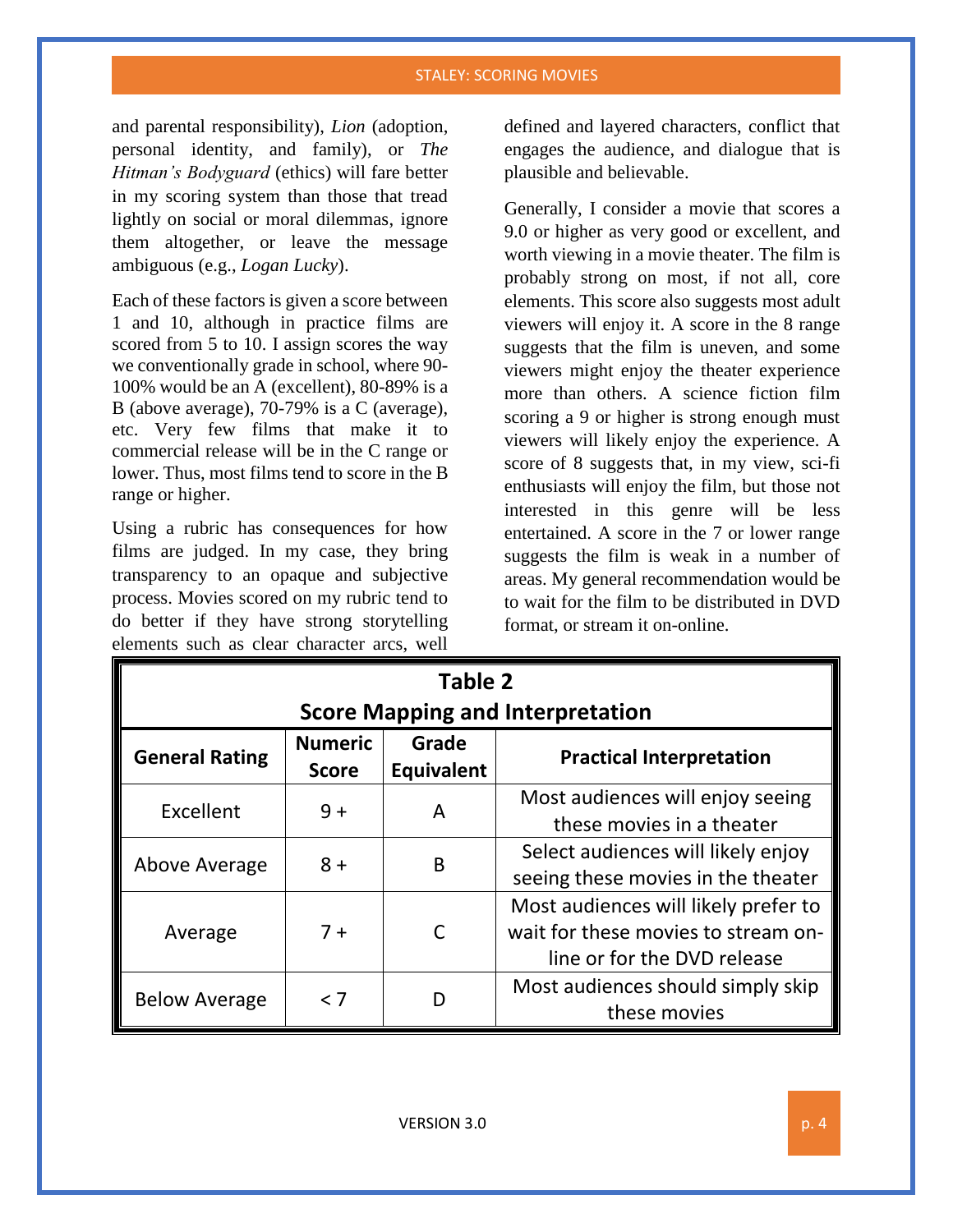and parental responsibility), *Lion* (adoption, personal identity, and family), or *The Hitman's Bodyguard* (ethics) will fare better in my scoring system than those that tread lightly on social or moral dilemmas, ignore them altogether, or leave the message ambiguous (e.g., *Logan Lucky*).

Each of these factors is given a score between 1 and 10, although in practice films are scored from 5 to 10. I assign scores the way we conventionally grade in school, where 90-100% would be an A (excellent), 80-89% is a B (above average), 70-79% is a C (average), etc. Very few films that make it to commercial release will be in the C range or lower. Thus, most films tend to score in the B range or higher.

Using a rubric has consequences for how films are judged. In my case, they bring transparency to an opaque and subjective process. Movies scored on my rubric tend to do better if they have strong storytelling elements such as clear character arcs, well defined and layered characters, conflict that engages the audience, and dialogue that is plausible and believable.

Generally, I consider a movie that scores a 9.0 or higher as very good or excellent, and worth viewing in a movie theater. The film is probably strong on most, if not all, core elements. This score also suggests most adult viewers will enjoy it. A score in the 8 range suggests that the film is uneven, and some viewers might enjoy the theater experience more than others. A science fiction film scoring a 9 or higher is strong enough must viewers will likely enjoy the experience. A score of 8 suggests that, in my view, sci-fi enthusiasts will enjoy the film, but those not interested in this genre will be less entertained. A score in the 7 or lower range suggests the film is weak in a number of areas. My general recommendation would be to wait for the film to be distributed in DVD format, or stream it on-online.

**Table 2**
**Score Mapping and Interpretation**

| General Rating | Numeric Score | Grade Equivalent | Practical Interpretation |
|---|---|---|---|
| Excellent | 9 + | A | Most audiences will enjoy seeing these movies in a theater |
| Above Average | 8 + | B | Select audiences will likely enjoy seeing these movies in the theater |
| Average | 7 + | C | Most audiences will likely prefer to wait for these movies to stream on-line or for the DVD release |
| Below Average | < 7 | D | Most audiences should simply skip these movies |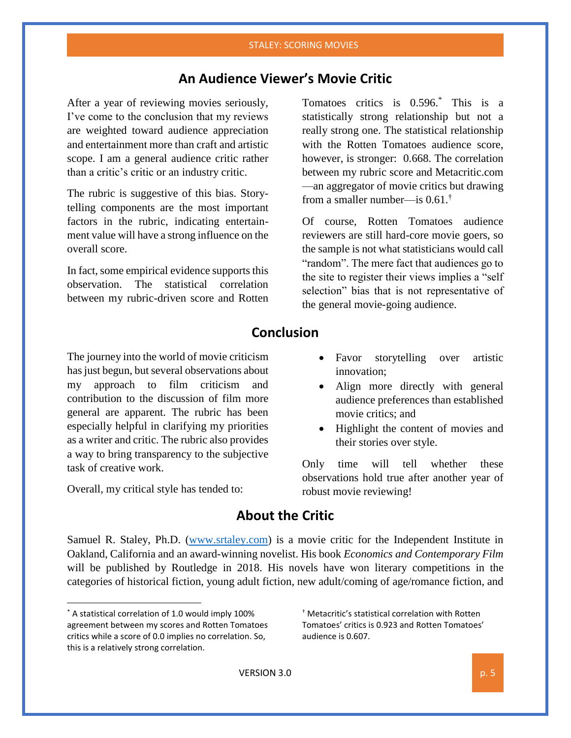## An Audience Viewer's Movie Critic

After a year of reviewing movies seriously, I've come to the conclusion that my reviews are weighted toward audience appreciation and entertainment more than craft and artistic scope. I am a general audience critic rather than a critic's critic or an industry critic.

The rubric is suggestive of this bias. Story-telling components are the most important factors in the rubric, indicating entertainment value will have a strong influence on the overall score.

In fact, some empirical evidence supports this observation. The statistical correlation between my rubric-driven score and Rotten Tomatoes critics is 0.596.[*] This is a statistically strong relationship but not a really strong one. The statistical relationship with the Rotten Tomatoes audience score, however, is stronger: 0.668. The correlation between my rubric score and Metacritic.com —an aggregator of movie critics but drawing from a smaller number—is 0.61.[†]

Of course, Rotten Tomatoes audience reviewers are still hard-core movie goers, so the sample is not what statisticians would call "random". The mere fact that audiences go to the site to register their views implies a "self selection" bias that is not representative of the general movie-going audience.

## Conclusion

The journey into the world of movie criticism has just begun, but several observations about my approach to film criticism and contribution to the discussion of film more general are apparent. The rubric has been especially helpful in clarifying my priorities as a writer and critic. The rubric also provides a way to bring transparency to the subjective task of creative work.

Overall, my critical style has tended to:

- Favor storytelling over artistic innovation;
- Align more directly with general audience preferences than established movie critics; and
- Highlight the content of movies and their stories over style.

Only time will tell whether these observations hold true after another year of robust movie reviewing!

## About the Critic

Samuel R. Staley, Ph.D. (www.srtaley.com) is a movie critic for the Independent Institute in Oakland, California and an award-winning novelist. His book *Economics and Contemporary Film* will be published by Routledge in 2018. His novels have won literary competitions in the categories of historical fiction, young adult fiction, new adult/coming of age/romance fiction, and

---

[*] A statistical correlation of 1.0 would imply 100% agreement between my scores and Rotten Tomatoes critics while a score of 0.0 implies no correlation. So, this is a relatively strong correlation.

[†] Metacritic's statistical correlation with Rotten Tomatoes' critics is 0.923 and Rotten Tomatoes' audience is 0.607.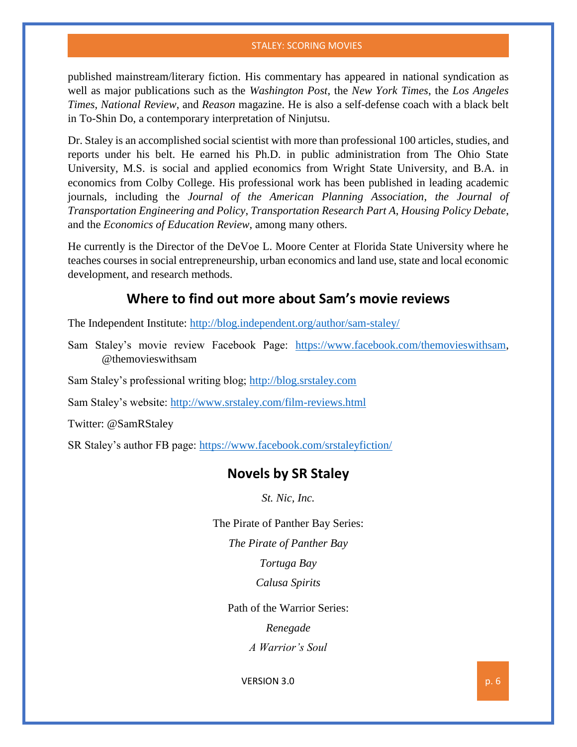published mainstream/literary fiction. His commentary has appeared in national syndication as well as major publications such as the *Washington Post*, the *New York Times*, the *Los Angeles Times*, *National Review*, and *Reason* magazine. He is also a self-defense coach with a black belt in To-Shin Do, a contemporary interpretation of Ninjutsu.

Dr. Staley is an accomplished social scientist with more than professional 100 articles, studies, and reports under his belt. He earned his Ph.D. in public administration from The Ohio State University, M.S. is social and applied economics from Wright State University, and B.A. in economics from Colby College. His professional work has been published in leading academic journals, including the *Journal of the American Planning Association*, *the Journal of Transportation Engineering and Policy*, *Transportation Research Part A*, *Housing Policy Debate*, and the *Economics of Education Review*, among many others.

He currently is the Director of the DeVoe L. Moore Center at Florida State University where he teaches courses in social entrepreneurship, urban economics and land use, state and local economic development, and research methods.

## Where to find out more about Sam's movie reviews

The Independent Institute: http://blog.independent.org/author/sam-staley/

Sam Staley's movie review Facebook Page: https://www.facebook.com/themovieswithsam, @themovieswithsam

Sam Staley's professional writing blog; http://blog.srstaley.com

Sam Staley's website: http://www.srstaley.com/film-reviews.html

Twitter: @SamRStaley

SR Staley's author FB page: https://www.facebook.com/srstaleyfiction/

## Novels by SR Staley

*St. Nic, Inc.*

The Pirate of Panther Bay Series:

*The Pirate of Panther Bay*

*Tortuga Bay*

*Calusa Spirits*

Path of the Warrior Series:

*Renegade*

*A Warrior's Soul*